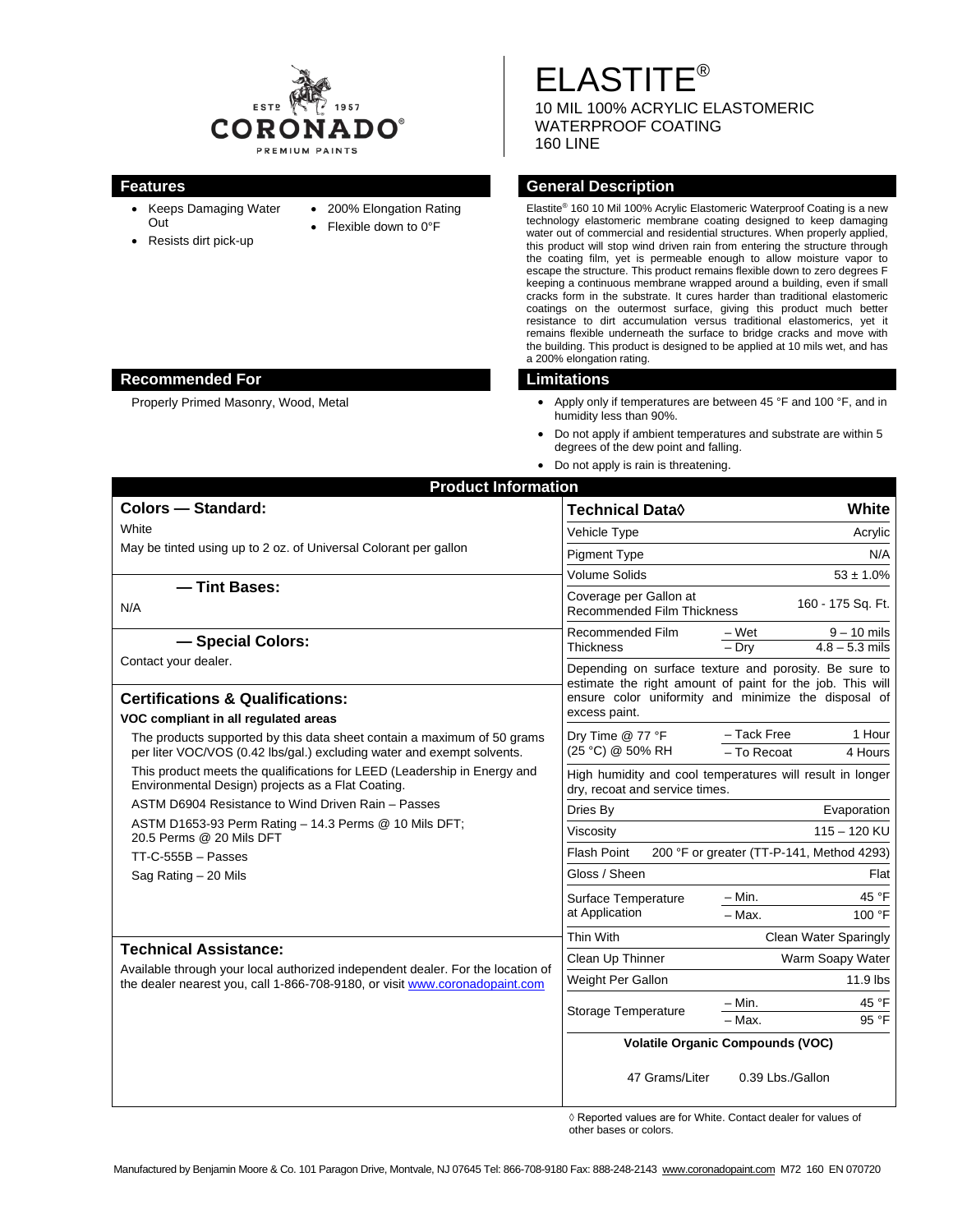CORONADO® PREMIUM PAINTS — EST. 1957

# ELASTITE®

10 MIL 100% ACRYLIC ELASTOMERIC WATERPROOF COATING
160 LINE

## Features

- Keeps Damaging Water Out
- Resists dirt pick-up
- 200% Elongation Rating
- Flexible down to 0°F

## General Description

Elastite® 160 10 Mil 100% Acrylic Elastomeric Waterproof Coating is a new technology elastomeric membrane coating designed to keep damaging water out of commercial and residential structures. When properly applied, this product will stop wind driven rain from entering the structure through the coating film, yet is permeable enough to allow moisture vapor to escape the structure. This product remains flexible down to zero degrees F keeping a continuous membrane wrapped around a building, even if small cracks form in the substrate. It cures harder than traditional elastomeric coatings on the outermost surface, giving this product much better resistance to dirt accumulation versus traditional elastomerics, yet it remains flexible underneath the surface to bridge cracks and move with the building. This product is designed to be applied at 10 mils wet, and has a 200% elongation rating.

## Recommended For

Properly Primed Masonry, Wood, Metal

## Limitations

- Apply only if temperatures are between 45 °F and 100 °F, and in humidity less than 90%.
- Do not apply if ambient temperatures and substrate are within 5 degrees of the dew point and falling.
- Do not apply is rain is threatening.

## Product Information

### Colors — Standard:

White

May be tinted using up to 2 oz. of Universal Colorant per gallon

### — Tint Bases:

N/A

### — Special Colors:

Contact your dealer.

### Certifications & Qualifications:

**VOC compliant in all regulated areas**

The products supported by this data sheet contain a maximum of 50 grams per liter VOC/VOS (0.42 lbs/gal.) excluding water and exempt solvents.

This product meets the qualifications for LEED (Leadership in Energy and Environmental Design) projects as a Flat Coating.

ASTM D6904 Resistance to Wind Driven Rain – Passes

ASTM D1653-93 Perm Rating – 14.3 Perms @ 10 Mils DFT; 20.5 Perms @ 20 Mils DFT

TT-C-555B – Passes

Sag Rating – 20 Mils

### Technical Assistance:

Available through your local authorized independent dealer. For the location of the dealer nearest you, call 1-866-708-9180, or visit www.coronadopaint.com

| Technical Data◊ | | White |
|---|---|---|
| Vehicle Type | | Acrylic |
| Pigment Type | | N/A |
| Volume Solids | | 53 ± 1.0% |
| Coverage per Gallon at Recommended Film Thickness | | 160 - 175 Sq. Ft. |
| Recommended Film Thickness | – Wet | 9 – 10 mils |
| | – Dry | 4.8 – 5.3 mils |
| Depending on surface texture and porosity. Be sure to estimate the right amount of paint for the job. This will ensure color uniformity and minimize the disposal of excess paint. | | |
| Dry Time @ 77 °F (25 °C) @ 50% RH | – Tack Free | 1 Hour |
| | – To Recoat | 4 Hours |
| High humidity and cool temperatures will result in longer dry, recoat and service times. | | |
| Dries By | | Evaporation |
| Viscosity | | 115 – 120 KU |
| Flash Point | | 200 °F or greater (TT-P-141, Method 4293) |
| Gloss / Sheen | | Flat |
| Surface Temperature at Application | – Min. | 45 °F |
| | – Max. | 100 °F |
| Thin With | | Clean Water Sparingly |
| Clean Up Thinner | | Warm Soapy Water |
| Weight Per Gallon | | 11.9 lbs |
| Storage Temperature | – Min. | 45 °F |
| | – Max. | 95 °F |
| Volatile Organic Compounds (VOC) | | |
| 47 Grams/Liter | | 0.39 Lbs./Gallon |

◊ Reported values are for White. Contact dealer for values of other bases or colors.

Manufactured by Benjamin Moore & Co. 101 Paragon Drive, Montvale, NJ 07645 Tel: 866-708-9180 Fax: 888-248-2143 www.coronadopaint.com M72 160 EN 070720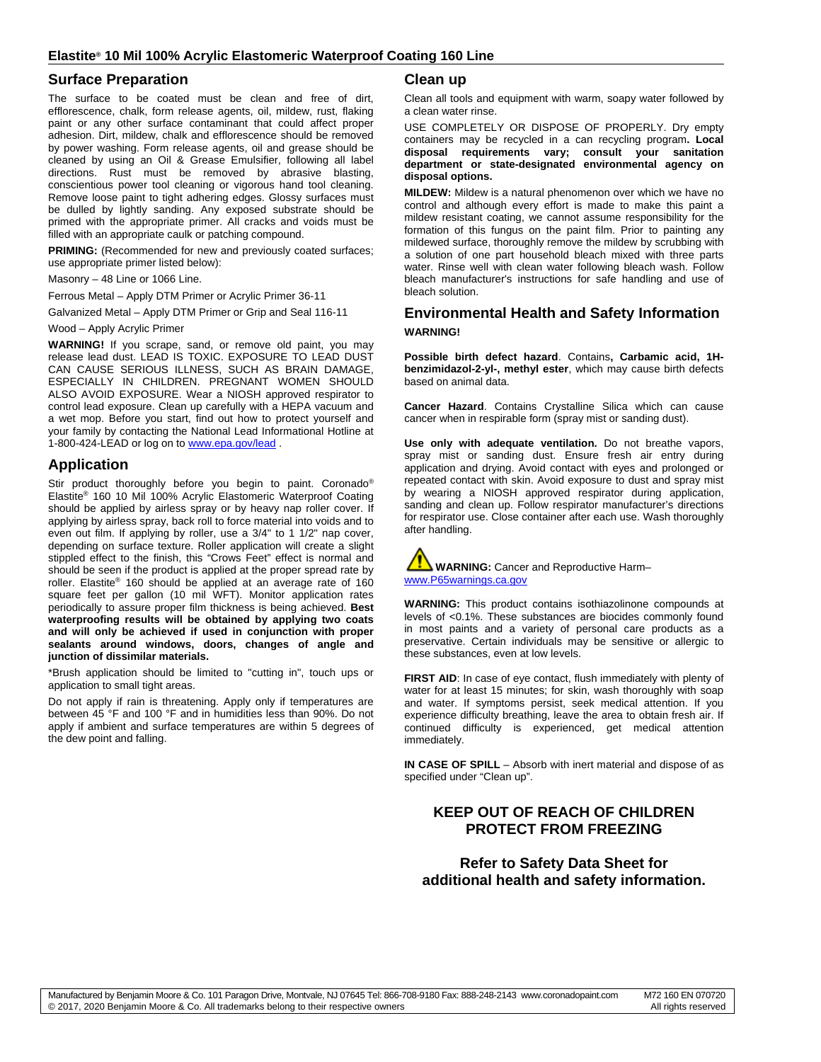## Surface Preparation

The surface to be coated must be clean and free of dirt, efflorescence, chalk, form release agents, oil, mildew, rust, flaking paint or any other surface contaminant that could affect proper adhesion. Dirt, mildew, chalk and efflorescence should be removed by power washing. Form release agents, oil and grease should be cleaned by using an Oil & Grease Emulsifier, following all label directions. Rust must be removed by abrasive blasting, conscientious power tool cleaning or vigorous hand tool cleaning. Remove loose paint to tight adhering edges. Glossy surfaces must be dulled by lightly sanding. Any exposed substrate should be primed with the appropriate primer. All cracks and voids must be filled with an appropriate caulk or patching compound.

**PRIMING:** (Recommended for new and previously coated surfaces; use appropriate primer listed below):

Masonry – 48 Line or 1066 Line.

Ferrous Metal – Apply DTM Primer or Acrylic Primer 36-11

Galvanized Metal – Apply DTM Primer or Grip and Seal 116-11

Wood – Apply Acrylic Primer

**WARNING!** If you scrape, sand, or remove old paint, you may release lead dust. LEAD IS TOXIC. EXPOSURE TO LEAD DUST CAN CAUSE SERIOUS ILLNESS, SUCH AS BRAIN DAMAGE, ESPECIALLY IN CHILDREN. PREGNANT WOMEN SHOULD ALSO AVOID EXPOSURE. Wear a NIOSH approved respirator to control lead exposure. Clean up carefully with a HEPA vacuum and a wet mop. Before you start, find out how to protect yourself and your family by contacting the National Lead Informational Hotline at 1-800-424-LEAD or log on to www.epa.gov/lead .

## Application

Stir product thoroughly before you begin to paint. Coronado® Elastite® 160 10 Mil 100% Acrylic Elastomeric Waterproof Coating should be applied by airless spray or by heavy nap roller cover. If applying by airless spray, back roll to force material into voids and to even out film. If applying by roller, use a 3/4" to 1 1/2" nap cover, depending on surface texture. Roller application will create a slight stippled effect to the finish, this "Crows Feet" effect is normal and should be seen if the product is applied at the proper spread rate by roller. Elastite® 160 should be applied at an average rate of 160 square feet per gallon (10 mil WFT). Monitor application rates periodically to assure proper film thickness is being achieved. **Best waterproofing results will be obtained by applying two coats and will only be achieved if used in conjunction with proper sealants around windows, doors, changes of angle and junction of dissimilar materials.**

*Brush application should be limited to "cutting in", touch ups or application to small tight areas.

Do not apply if rain is threatening. Apply only if temperatures are between 45 °F and 100 °F and in humidities less than 90%. Do not apply if ambient and surface temperatures are within 5 degrees of the dew point and falling.

## Clean up

Clean all tools and equipment with warm, soapy water followed by a clean water rinse.

USE COMPLETELY OR DISPOSE OF PROPERLY. Dry empty containers may be recycled in a can recycling program**. Local disposal requirements vary; consult your sanitation department or state-designated environmental agency on disposal options.**

**MILDEW:** Mildew is a natural phenomenon over which we have no control and although every effort is made to make this paint a mildew resistant coating, we cannot assume responsibility for the formation of this fungus on the paint film. Prior to painting any mildewed surface, thoroughly remove the mildew by scrubbing with a solution of one part household bleach mixed with three parts water. Rinse well with clean water following bleach wash. Follow bleach manufacturer's instructions for safe handling and use of bleach solution.

## Environmental Health and Safety Information

**WARNING!**

**Possible birth defect hazard**. Contains**, Carbamic acid, 1H-benzimidazol-2-yl-, methyl ester**, which may cause birth defects based on animal data.

**Cancer Hazard**. Contains Crystalline Silica which can cause cancer when in respirable form (spray mist or sanding dust).

**Use only with adequate ventilation.** Do not breathe vapors, spray mist or sanding dust. Ensure fresh air entry during application and drying. Avoid contact with eyes and prolonged or repeated contact with skin. Avoid exposure to dust and spray mist by wearing a NIOSH approved respirator during application, sanding and clean up. Follow respirator manufacturer's directions for respirator use. Close container after each use. Wash thoroughly after handling.

**WARNING:** Cancer and Reproductive Harm– www.P65warnings.ca.gov

**WARNING:** This product contains isothiazolinone compounds at levels of <0.1%. These substances are biocides commonly found in most paints and a variety of personal care products as a preservative. Certain individuals may be sensitive or allergic to these substances, even at low levels.

**FIRST AID**: In case of eye contact, flush immediately with plenty of water for at least 15 minutes; for skin, wash thoroughly with soap and water. If symptoms persist, seek medical attention. If you experience difficulty breathing, leave the area to obtain fresh air. If continued difficulty is experienced, get medical attention immediately.

**IN CASE OF SPILL** – Absorb with inert material and dispose of as specified under "Clean up".

**KEEP OUT OF REACH OF CHILDREN**
**PROTECT FROM FREEZING**

**Refer to Safety Data Sheet for additional health and safety information.**

Manufactured by Benjamin Moore & Co. 101 Paragon Drive, Montvale, NJ 07645 Tel: 866-708-9180 Fax: 888-248-2143 www.coronadopaint.com M72 160 EN 070720
© 2017, 2020 Benjamin Moore & Co. All trademarks belong to their respective owners All rights reserved